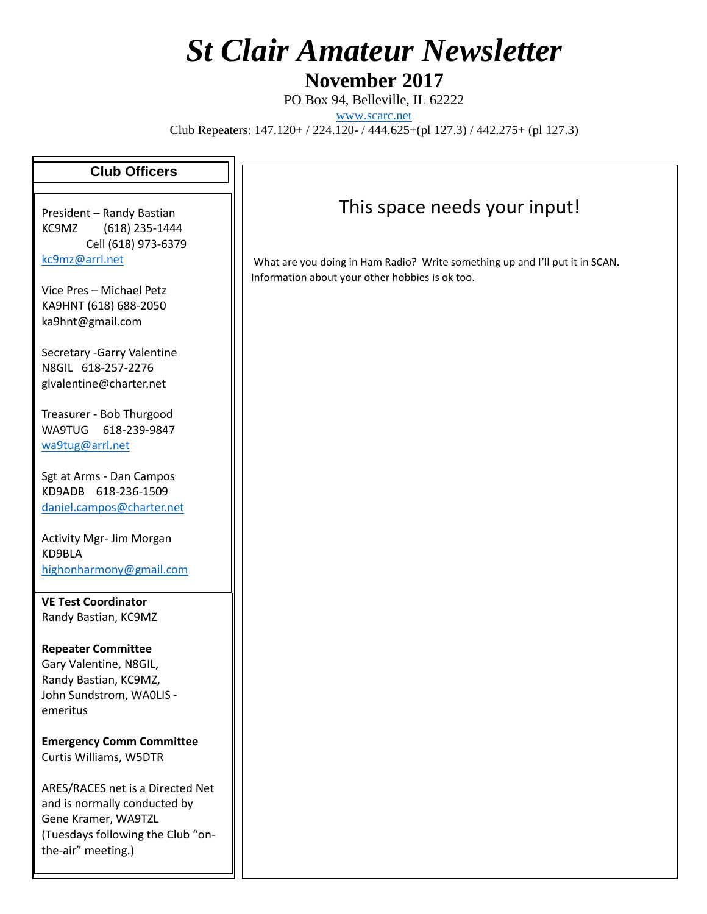# *St Clair Amateur Newsletter*

## November 2017

PO Box 94, Belleville, IL 62222

www.scarc.net

Club Repeaters: 147.120+ / 224.120- / 444.625+(pl 127.3) / 442.275+ (pl 127.3)

### Club Officers

President – Randy Bastian
KC9MZ (618) 235-1444
Cell (618) 973-6379
kc9mz@arrl.net

Vice Pres – Michael Petz
KA9HNT (618) 688-2050
ka9hnt@gmail.com

Secretary -Garry Valentine
N8GIL 618-257-2276
glvalentine@charter.net

Treasurer - Bob Thurgood
WA9TUG 618-239-9847
wa9tug@arrl.net

Sgt at Arms - Dan Campos
KD9ADB 618-236-1509
daniel.campos@charter.net

Activity Mgr- Jim Morgan
KD9BLA
highonharmony@gmail.com

**VE Test Coordinator**
Randy Bastian, KC9MZ

**Repeater Committee**
Gary Valentine, N8GIL,
Randy Bastian, KC9MZ,
John Sundstrom, WA0LIS - emeritus

**Emergency Comm Committee**
Curtis Williams, W5DTR

ARES/RACES net is a Directed Net and is normally conducted by Gene Kramer, WA9TZL (Tuesdays following the Club "on-the-air" meeting.)

## This space needs your input!

What are you doing in Ham Radio? Write something up and I'll put it in SCAN. Information about your other hobbies is ok too.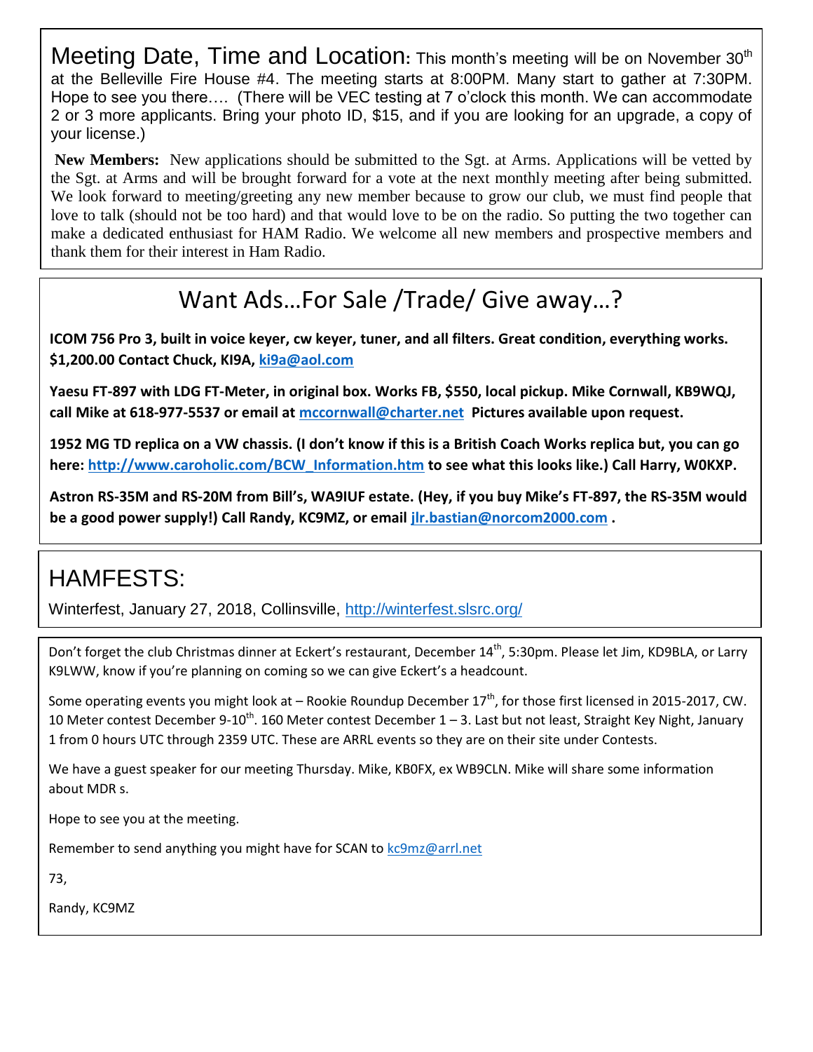**Meeting Date, Time and Location:** This month's meeting will be on November 30th at the Belleville Fire House #4. The meeting starts at 8:00PM. Many start to gather at 7:30PM. Hope to see you there…. (There will be VEC testing at 7 o'clock this month. We can accommodate 2 or 3 more applicants. Bring your photo ID, $15, and if you are looking for an upgrade, a copy of your license.)

**New Members:** New applications should be submitted to the Sgt. at Arms. Applications will be vetted by the Sgt. at Arms and will be brought forward for a vote at the next monthly meeting after being submitted. We look forward to meeting/greeting any new member because to grow our club, we must find people that love to talk (should not be too hard) and that would love to be on the radio. So putting the two together can make a dedicated enthusiast for HAM Radio. We welcome all new members and prospective members and thank them for their interest in Ham Radio.

## Want Ads…For Sale /Trade/ Give away…?

**ICOM 756 Pro 3, built in voice keyer, cw keyer, tuner, and all filters. Great condition, everything works. $1,200.00 Contact Chuck, KI9A, ki9a@aol.com**

**Yaesu FT-897 with LDG FT-Meter, in original box. Works FB, $550, local pickup. Mike Cornwall, KB9WQJ, call Mike at 618-977-5537 or email at mccornwall@charter.net Pictures available upon request.**

**1952 MG TD replica on a VW chassis. (I don't know if this is a British Coach Works replica but, you can go here: http://www.caroholic.com/BCW_Information.htm to see what this looks like.) Call Harry, W0KXP.**

**Astron RS-35M and RS-20M from Bill's, WA9IUF estate. (Hey, if you buy Mike's FT-897, the RS-35M would be a good power supply!) Call Randy, KC9MZ, or email jlr.bastian@norcom2000.com .**

## HAMFESTS:

Winterfest, January 27, 2018, Collinsville, http://winterfest.slsrc.org/

Don't forget the club Christmas dinner at Eckert's restaurant, December 14th, 5:30pm. Please let Jim, KD9BLA, or Larry K9LWW, know if you're planning on coming so we can give Eckert's a headcount.

Some operating events you might look at – Rookie Roundup December 17th, for those first licensed in 2015-2017, CW. 10 Meter contest December 9-10th. 160 Meter contest December 1 – 3. Last but not least, Straight Key Night, January 1 from 0 hours UTC through 2359 UTC. These are ARRL events so they are on their site under Contests.

We have a guest speaker for our meeting Thursday. Mike, KB0FX, ex WB9CLN. Mike will share some information about MDR s.

Hope to see you at the meeting.

Remember to send anything you might have for SCAN to kc9mz@arrl.net

73,

Randy, KC9MZ